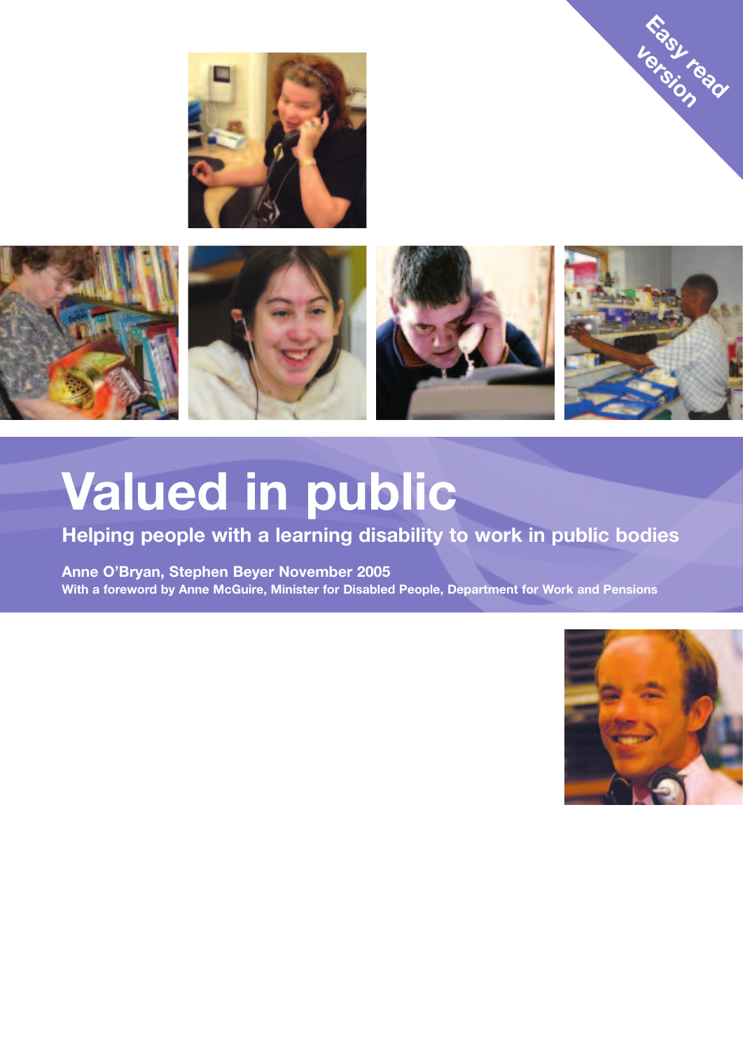Easy read version

# Valued in public

## Helping people with a learning disability to work in public bodies

**Anne O'Bryan, Stephen Beyer November 2005**

**With a foreword by Anne McGuire, Minister for Disabled People, Department for Work and Pensions**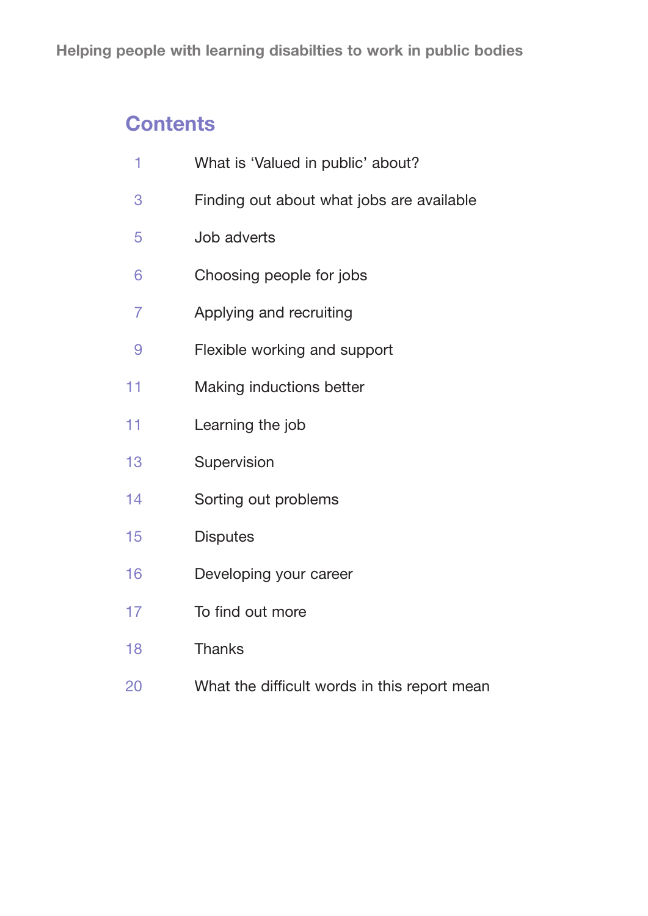## Contents

| | |
|---|---|
| 1 | What is 'Valued in public' about? |
| 3 | Finding out about what jobs are available |
| 5 | Job adverts |
| 6 | Choosing people for jobs |
| 7 | Applying and recruiting |
| 9 | Flexible working and support |
| 11 | Making inductions better |
| 11 | Learning the job |
| 13 | Supervision |
| 14 | Sorting out problems |
| 15 | Disputes |
| 16 | Developing your career |
| 17 | To find out more |
| 18 | Thanks |
| 20 | What the difficult words in this report mean |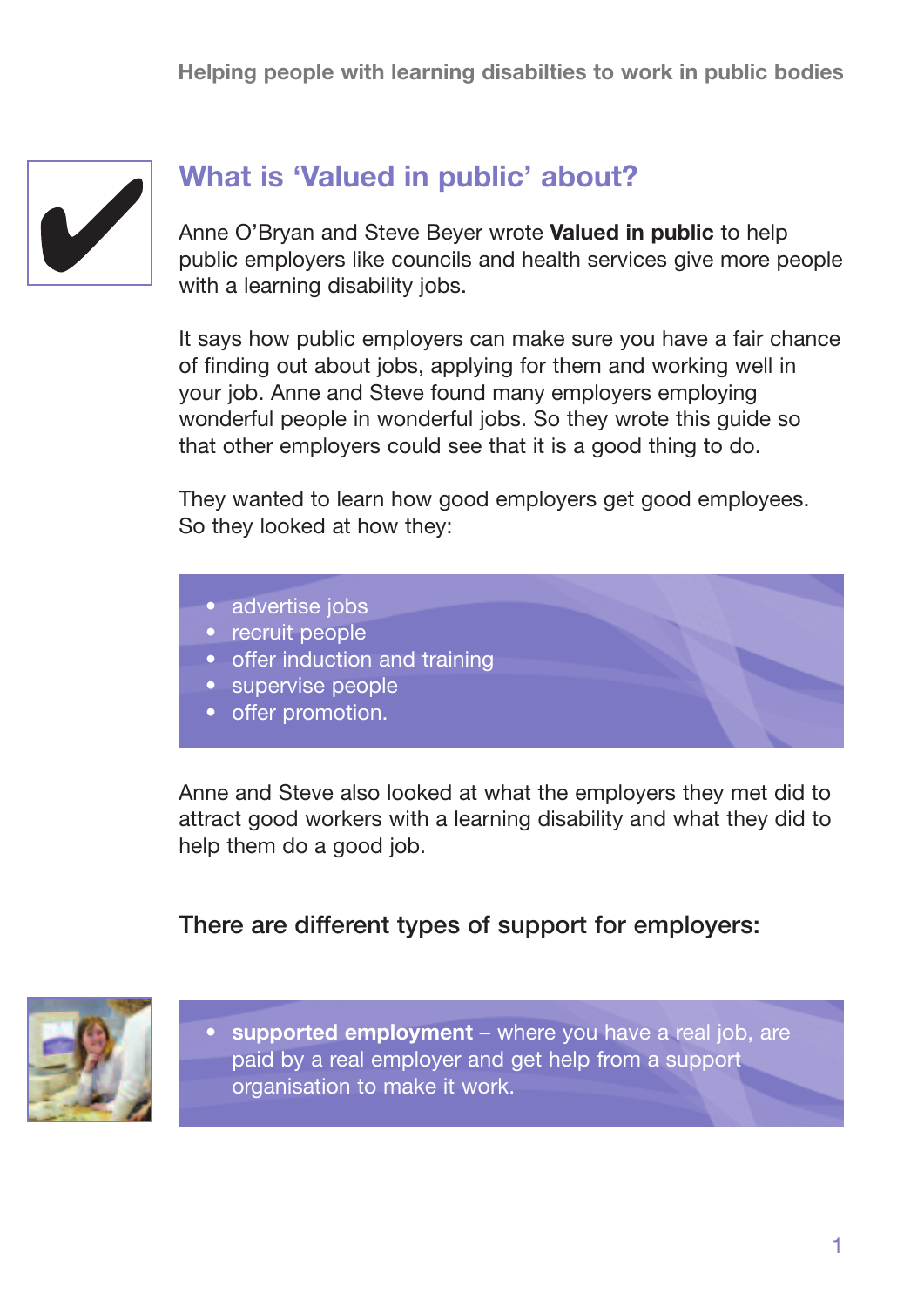## What is 'Valued in public' about?

Anne O'Bryan and Steve Beyer wrote **Valued in public** to help public employers like councils and health services give more people with a learning disability jobs.

It says how public employers can make sure you have a fair chance of finding out about jobs, applying for them and working well in your job. Anne and Steve found many employers employing wonderful people in wonderful jobs. So they wrote this guide so that other employers could see that it is a good thing to do.

They wanted to learn how good employers get good employees. So they looked at how they:

- advertise jobs
- recruit people
- offer induction and training
- supervise people
- offer promotion.

Anne and Steve also looked at what the employers they met did to attract good workers with a learning disability and what they did to help them do a good job.

### There are different types of support for employers:

- **supported employment** – where you have a real job, are paid by a real employer and get help from a support organisation to make it work.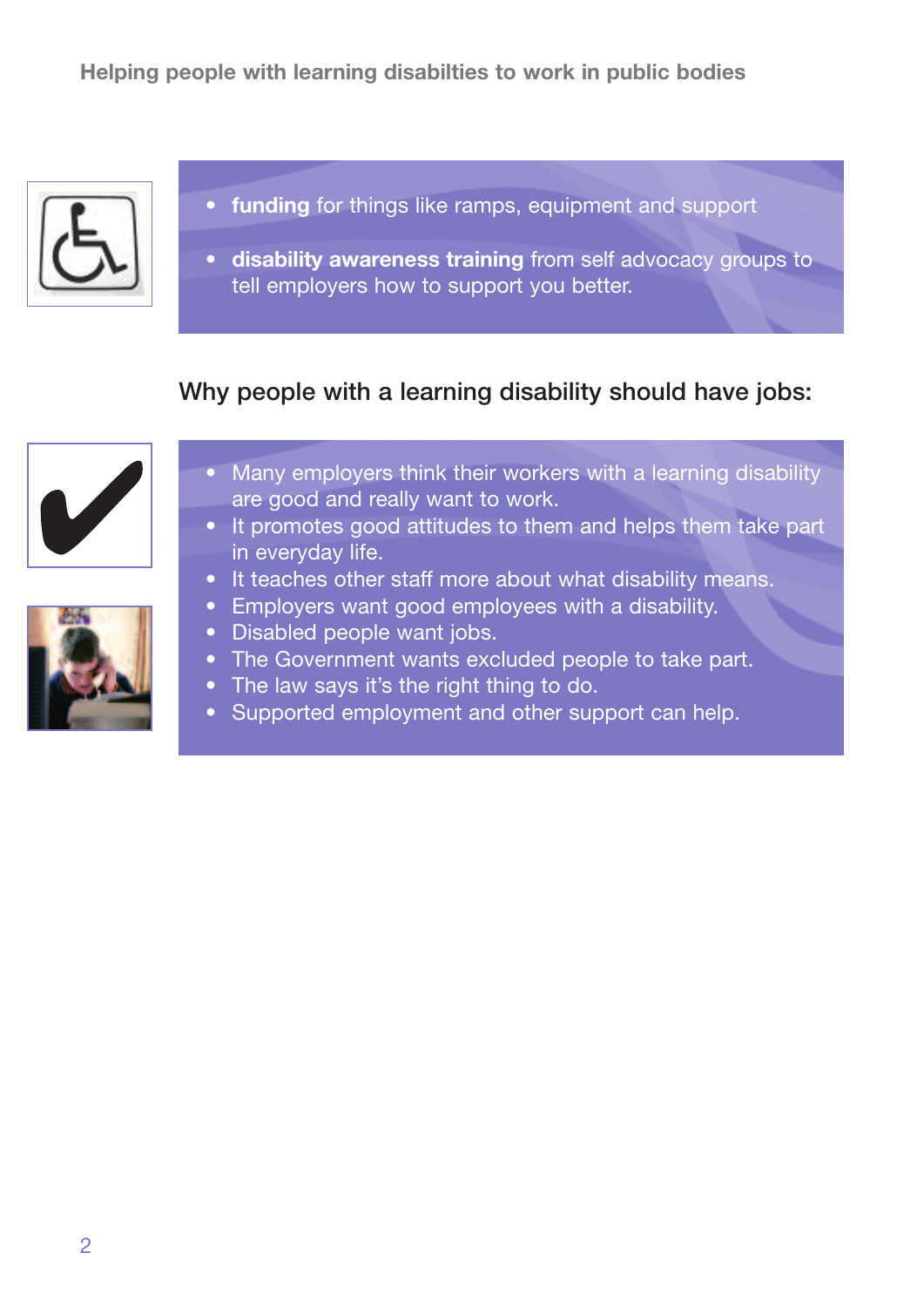- **funding** for things like ramps, equipment and support
- **disability awareness training** from self advocacy groups to tell employers how to support you better.

## Why people with a learning disability should have jobs:

- Many employers think their workers with a learning disability are good and really want to work.
- It promotes good attitudes to them and helps them take part in everyday life.
- It teaches other staff more about what disability means.
- Employers want good employees with a disability.
- Disabled people want jobs.
- The Government wants excluded people to take part.
- The law says it's the right thing to do.
- Supported employment and other support can help.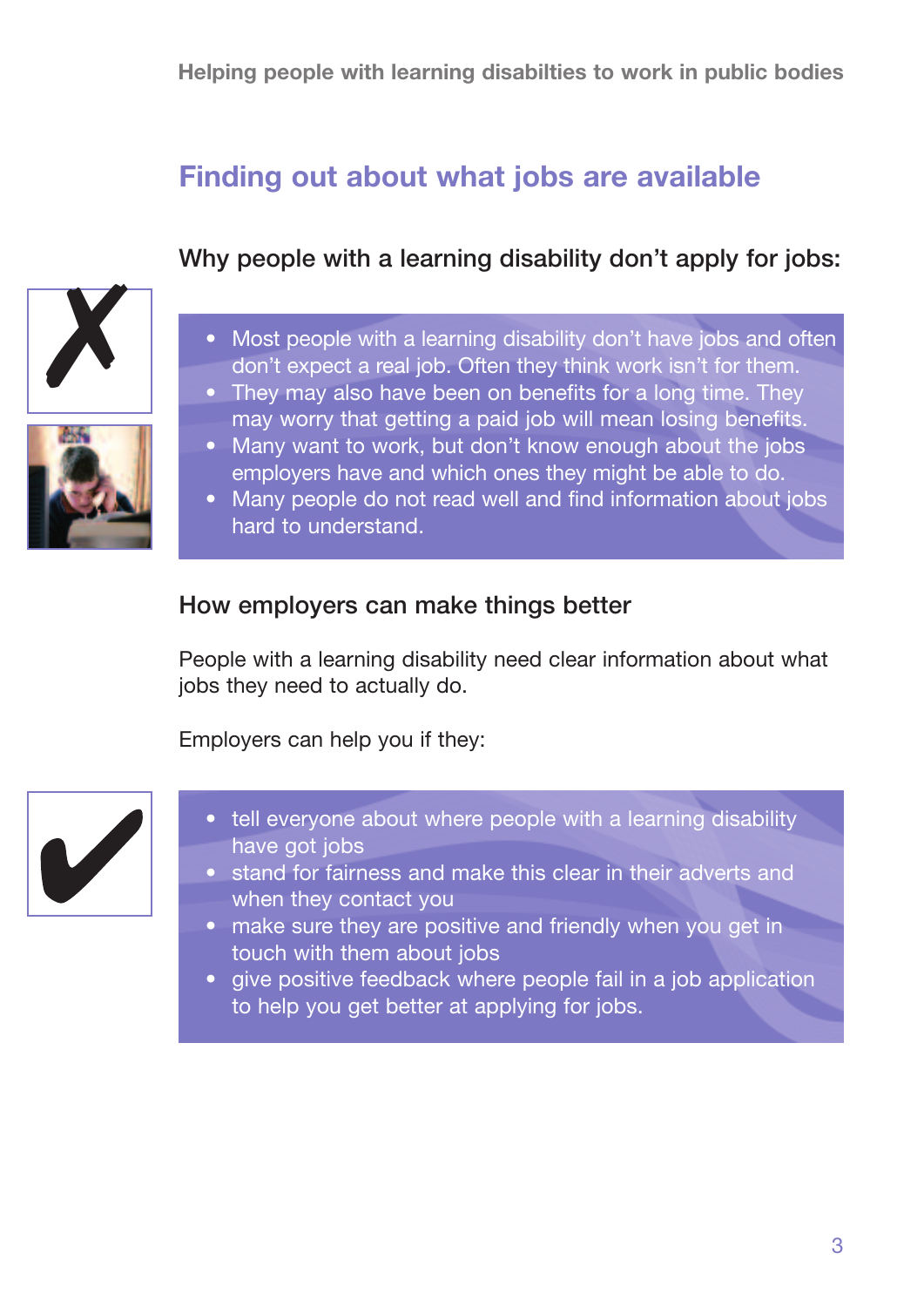## Finding out about what jobs are available

### Why people with a learning disability don't apply for jobs:

- Most people with a learning disability don't have jobs and often don't expect a real job. Often they think work isn't for them.
- They may also have been on benefits for a long time. They may worry that getting a paid job will mean losing benefits.
- Many want to work, but don't know enough about the jobs employers have and which ones they might be able to do.
- Many people do not read well and find information about jobs hard to understand.

### How employers can make things better

People with a learning disability need clear information about what jobs they need to actually do.

Employers can help you if they:

- tell everyone about where people with a learning disability have got jobs
- stand for fairness and make this clear in their adverts and when they contact you
- make sure they are positive and friendly when you get in touch with them about jobs
- give positive feedback where people fail in a job application to help you get better at applying for jobs.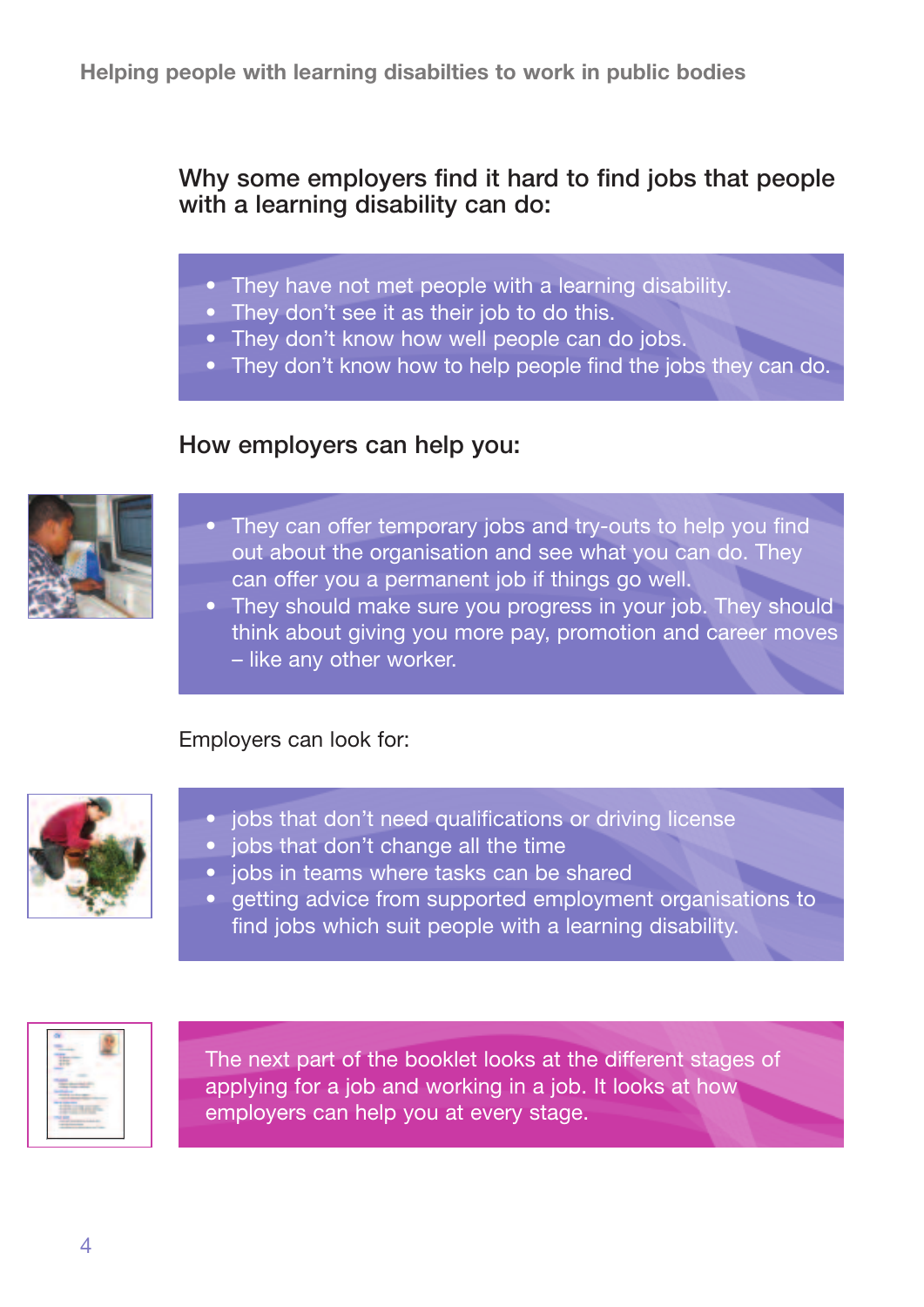## Why some employers find it hard to find jobs that people with a learning disability can do:

- They have not met people with a learning disability.
- They don't see it as their job to do this.
- They don't know how well people can do jobs.
- They don't know how to help people find the jobs they can do.

## How employers can help you:

- They can offer temporary jobs and try-outs to help you find out about the organisation and see what you can do. They can offer you a permanent job if things go well.
- They should make sure you progress in your job. They should think about giving you more pay, promotion and career moves – like any other worker.

Employers can look for:

- jobs that don't need qualifications or driving license
- jobs that don't change all the time
- jobs in teams where tasks can be shared
- getting advice from supported employment organisations to find jobs which suit people with a learning disability.

The next part of the booklet looks at the different stages of applying for a job and working in a job. It looks at how employers can help you at every stage.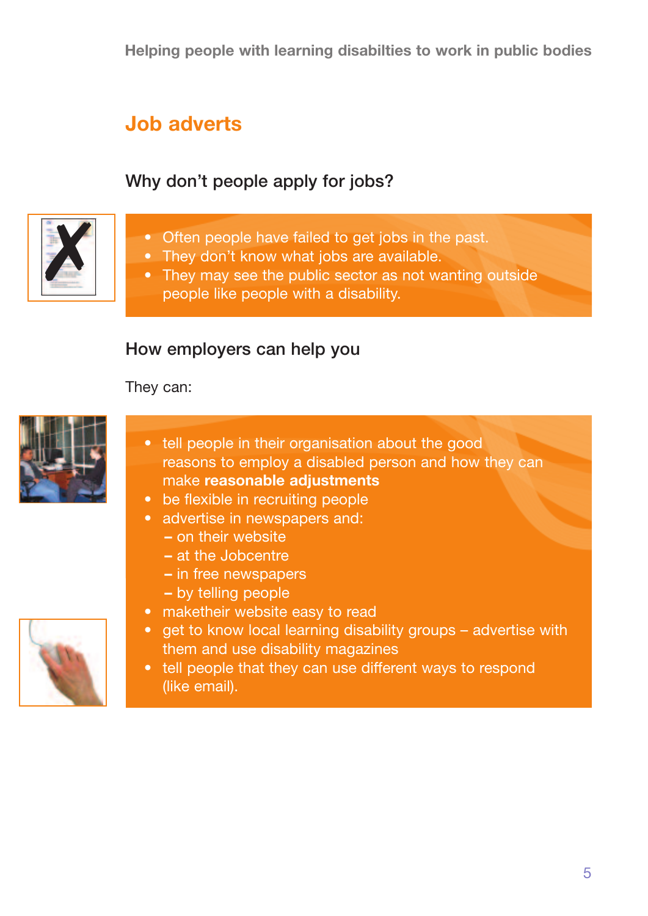# Job adverts

## Why don't people apply for jobs?

- Often people have failed to get jobs in the past.
- They don't know what jobs are available.
- They may see the public sector as not wanting outside people like people with a disability.

## How employers can help you

They can:

- tell people in their organisation about the good reasons to employ a disabled person and how they can make **reasonable adjustments**
- be flexible in recruiting people
- advertise in newspapers and:
  - on their website
  - at the Jobcentre
  - in free newspapers
  - by telling people
- maketheir website easy to read
- get to know local learning disability groups – advertise with them and use disability magazines
- tell people that they can use different ways to respond (like email).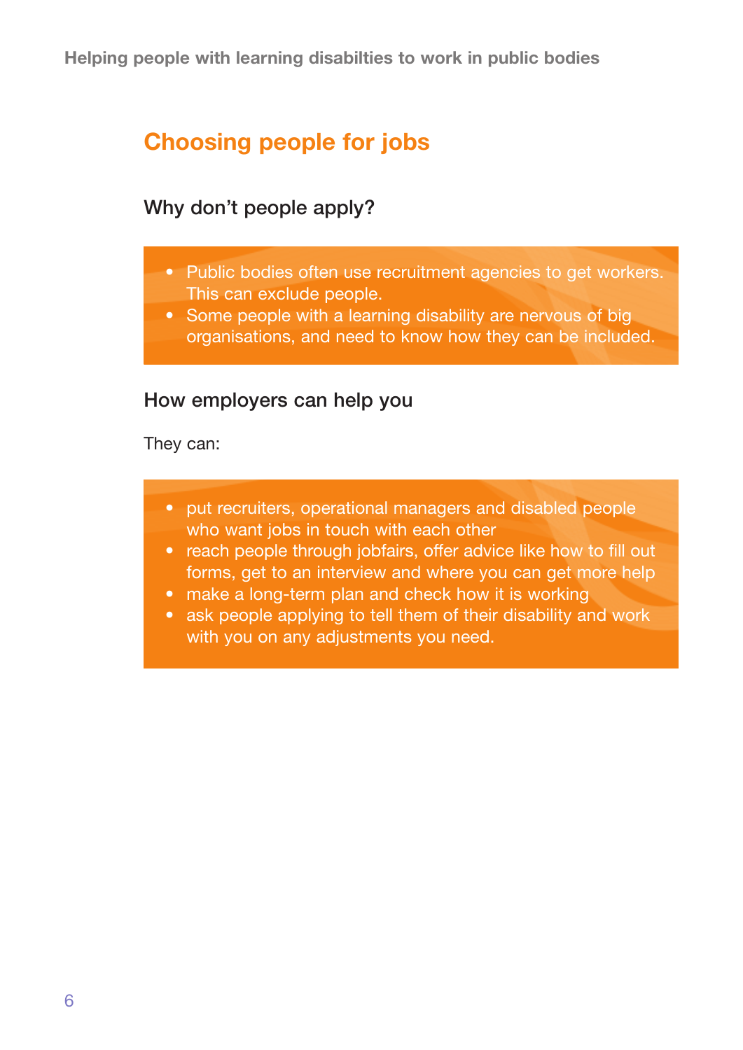## Choosing people for jobs

### Why don't people apply?

- Public bodies often use recruitment agencies to get workers. This can exclude people.
- Some people with a learning disability are nervous of big organisations, and need to know how they can be included.

### How employers can help you

They can:

- put recruiters, operational managers and disabled people who want jobs in touch with each other
- reach people through jobfairs, offer advice like how to fill out forms, get to an interview and where you can get more help
- make a long-term plan and check how it is working
- ask people applying to tell them of their disability and work with you on any adjustments you need.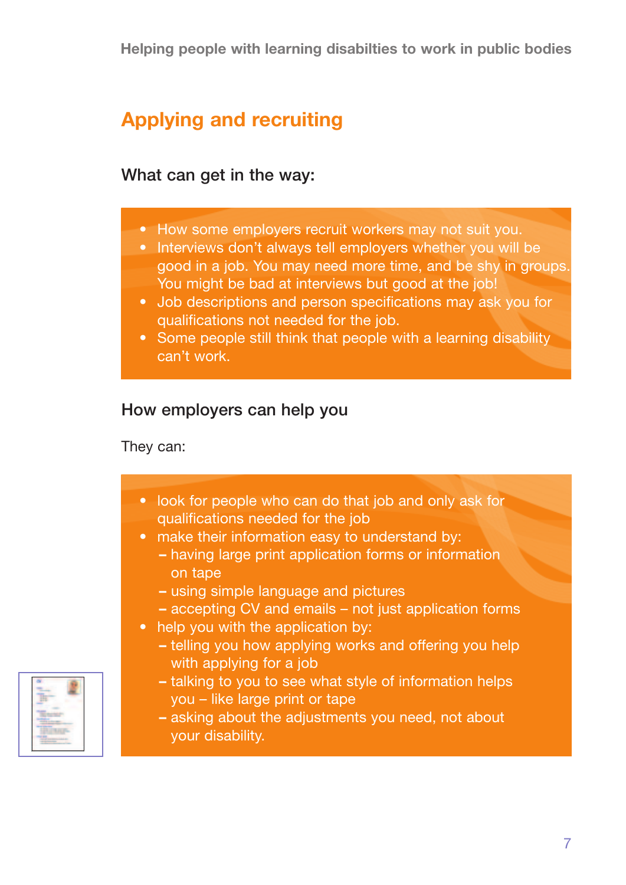## Applying and recruiting

### What can get in the way:

- How some employers recruit workers may not suit you.
- Interviews don't always tell employers whether you will be good in a job. You may need more time, and be shy in groups. You might be bad at interviews but good at the job!
- Job descriptions and person specifications may ask you for qualifications not needed for the job.
- Some people still think that people with a learning disability can't work.

### How employers can help you

They can:

- look for people who can do that job and only ask for qualifications needed for the job
- make their information easy to understand by:
  - having large print application forms or information on tape
  - using simple language and pictures
  - accepting CV and emails – not just application forms
- help you with the application by:
  - telling you how applying works and offering you help with applying for a job
  - talking to you to see what style of information helps you – like large print or tape
  - asking about the adjustments you need, not about your disability.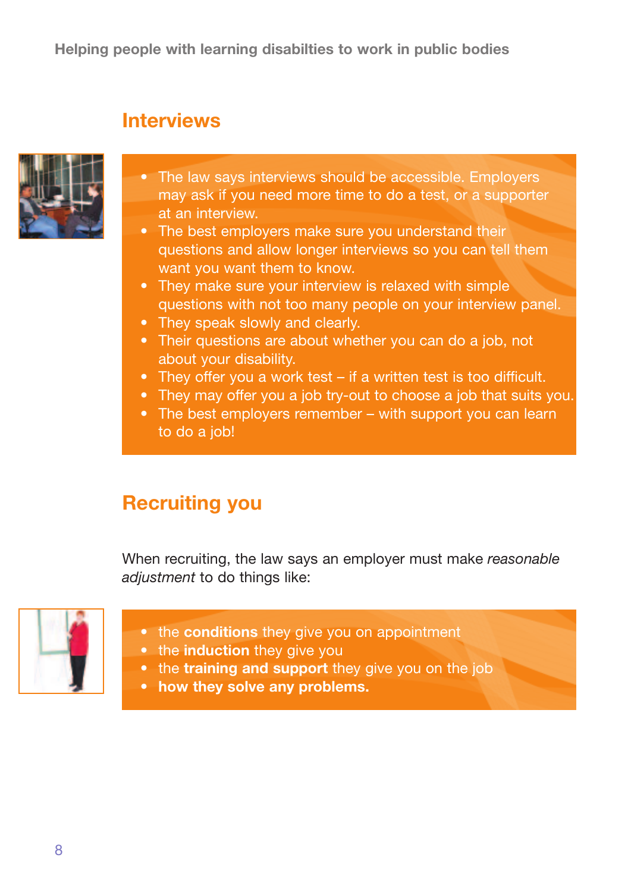## Interviews

- The law says interviews should be accessible. Employers may ask if you need more time to do a test, or a supporter at an interview.
- The best employers make sure you understand their questions and allow longer interviews so you can tell them want you want them to know.
- They make sure your interview is relaxed with simple questions with not too many people on your interview panel.
- They speak slowly and clearly.
- Their questions are about whether you can do a job, not about your disability.
- They offer you a work test – if a written test is too difficult.
- They may offer you a job try-out to choose a job that suits you.
- The best employers remember – with support you can learn to do a job!

## Recruiting you

When recruiting, the law says an employer must make *reasonable adjustment* to do things like:

- the **conditions** they give you on appointment
- the **induction** they give you
- the **training and support** they give you on the job
- **how they solve any problems.**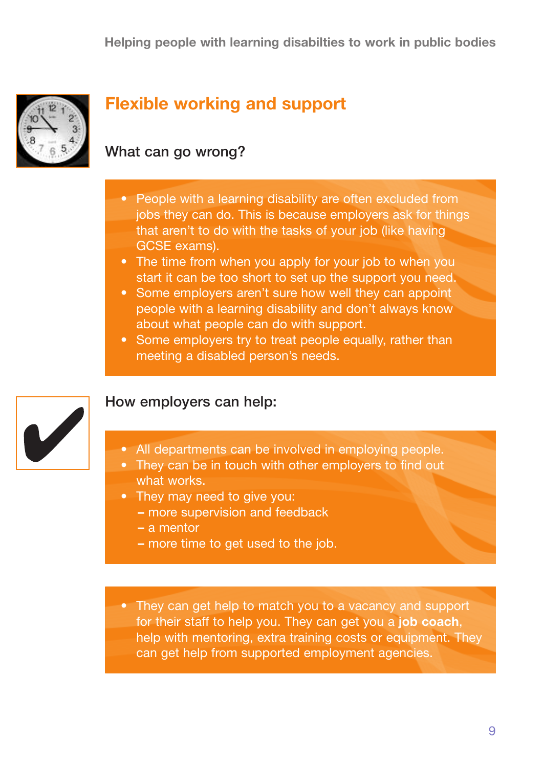## Flexible working and support

### What can go wrong?

- People with a learning disability are often excluded from jobs they can do. This is because employers ask for things that aren't to do with the tasks of your job (like having GCSE exams).
- The time from when you apply for your job to when you start it can be too short to set up the support you need.
- Some employers aren't sure how well they can appoint people with a learning disability and don't always know about what people can do with support.
- Some employers try to treat people equally, rather than meeting a disabled person's needs.

### How employers can help:

- All departments can be involved in employing people.
- They can be in touch with other employers to find out what works.
- They may need to give you:
  - more supervision and feedback
  - a mentor
  - more time to get used to the job.

- They can get help to match you to a vacancy and support for their staff to help you. They can get you a **job coach**, help with mentoring, extra training costs or equipment. They can get help from supported employment agencies.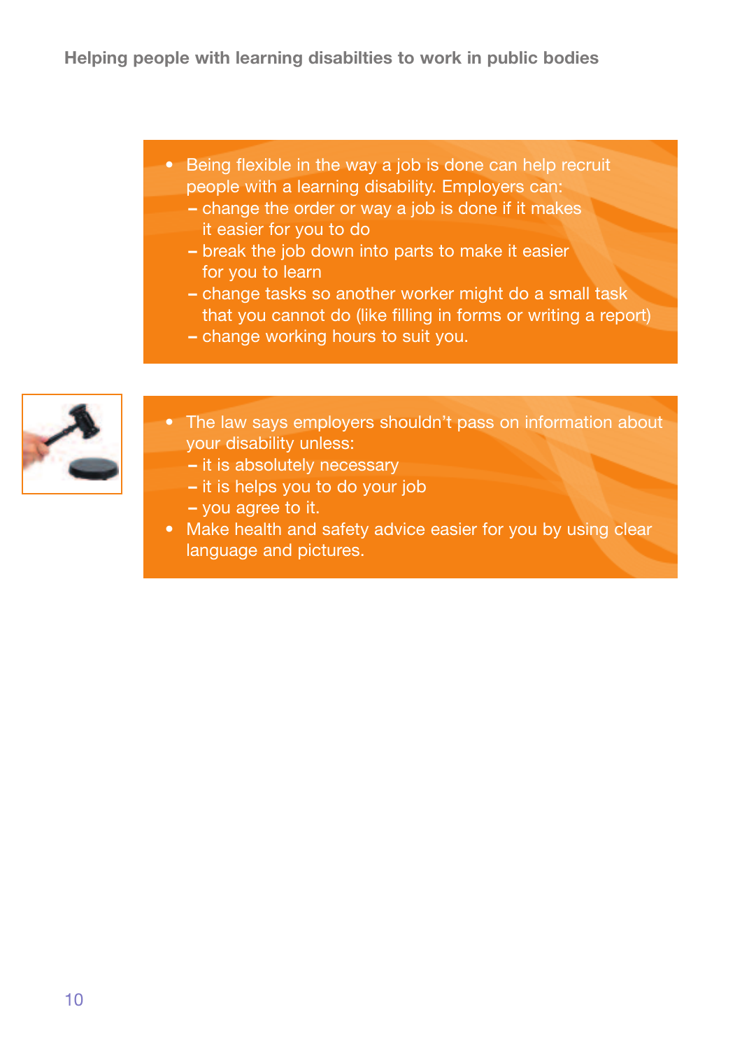- Being flexible in the way a job is done can help recruit people with a learning disability. Employers can:
  - change the order or way a job is done if it makes it easier for you to do
  - break the job down into parts to make it easier for you to learn
  - change tasks so another worker might do a small task that you cannot do (like filling in forms or writing a report)
  - change working hours to suit you.

- The law says employers shouldn't pass on information about your disability unless:
  - it is absolutely necessary
  - it is helps you to do your job
  - you agree to it.
- Make health and safety advice easier for you by using clear language and pictures.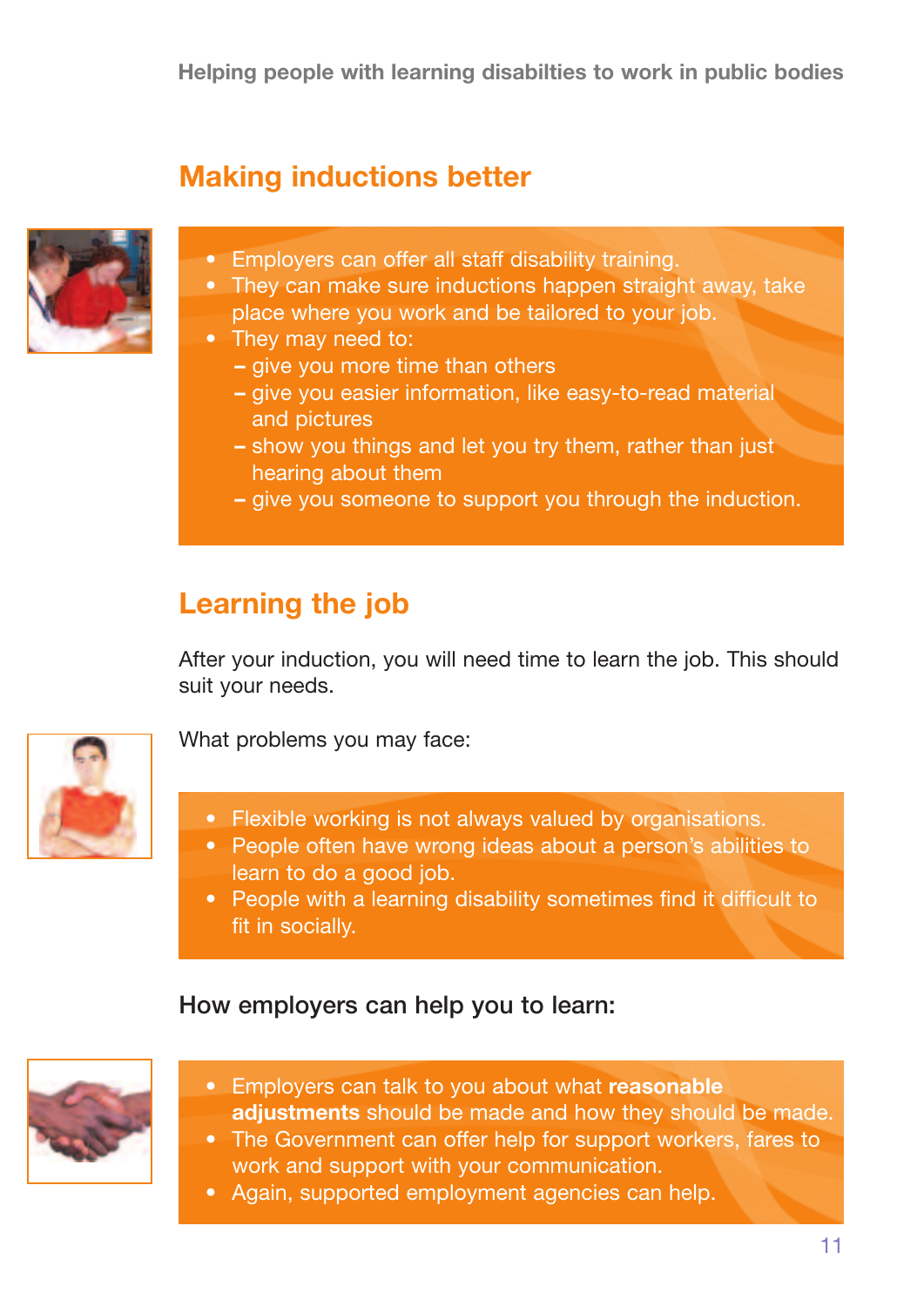## Making inductions better

- Employers can offer all staff disability training.
- They can make sure inductions happen straight away, take place where you work and be tailored to your job.
- They may need to:
  - give you more time than others
  - give you easier information, like easy-to-read material and pictures
  - show you things and let you try them, rather than just hearing about them
  - give you someone to support you through the induction.

## Learning the job

After your induction, you will need time to learn the job. This should suit your needs.

What problems you may face:

- Flexible working is not always valued by organisations.
- People often have wrong ideas about a person's abilities to learn to do a good job.
- People with a learning disability sometimes find it difficult to fit in socially.

### How employers can help you to learn:

- Employers can talk to you about what **reasonable adjustments** should be made and how they should be made.
- The Government can offer help for support workers, fares to work and support with your communication.
- Again, supported employment agencies can help.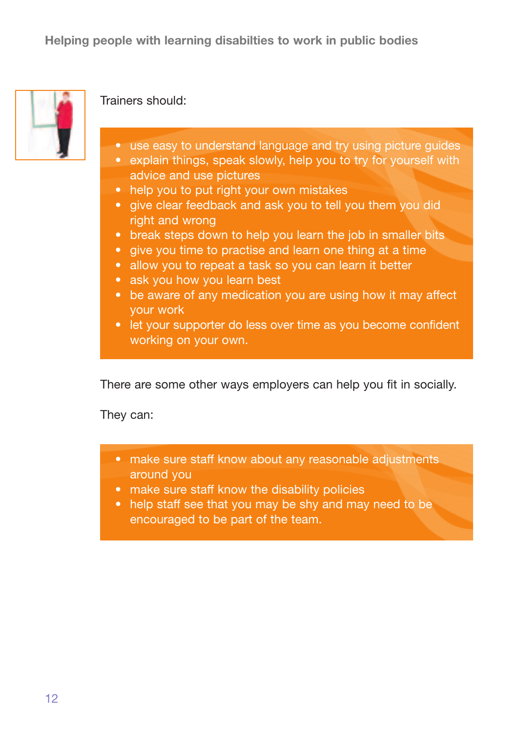Trainers should:

- use easy to understand language and try using picture guides
- explain things, speak slowly, help you to try for yourself with advice and use pictures
- help you to put right your own mistakes
- give clear feedback and ask you to tell you them you did right and wrong
- break steps down to help you learn the job in smaller bits
- give you time to practise and learn one thing at a time
- allow you to repeat a task so you can learn it better
- ask you how you learn best
- be aware of any medication you are using how it may affect your work
- let your supporter do less over time as you become confident working on your own.

There are some other ways employers can help you fit in socially.

They can:

- make sure staff know about any reasonable adjustments around you
- make sure staff know the disability policies
- help staff see that you may be shy and may need to be encouraged to be part of the team.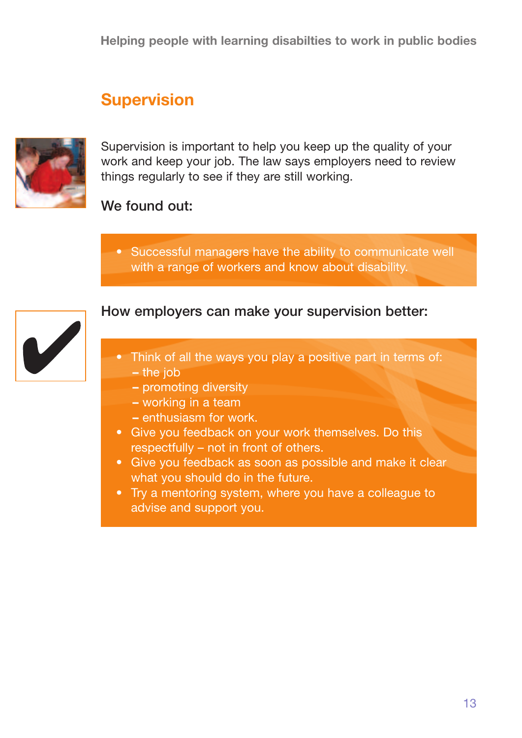## Supervision

Supervision is important to help you keep up the quality of your work and keep your job. The law says employers need to review things regularly to see if they are still working.

### We found out:

- Successful managers have the ability to communicate well with a range of workers and know about disability.

### How employers can make your supervision better:

- Think of all the ways you play a positive part in terms of:
  - the job
  - promoting diversity
  - working in a team
  - enthusiasm for work.
- Give you feedback on your work themselves. Do this respectfully – not in front of others.
- Give you feedback as soon as possible and make it clear what you should do in the future.
- Try a mentoring system, where you have a colleague to advise and support you.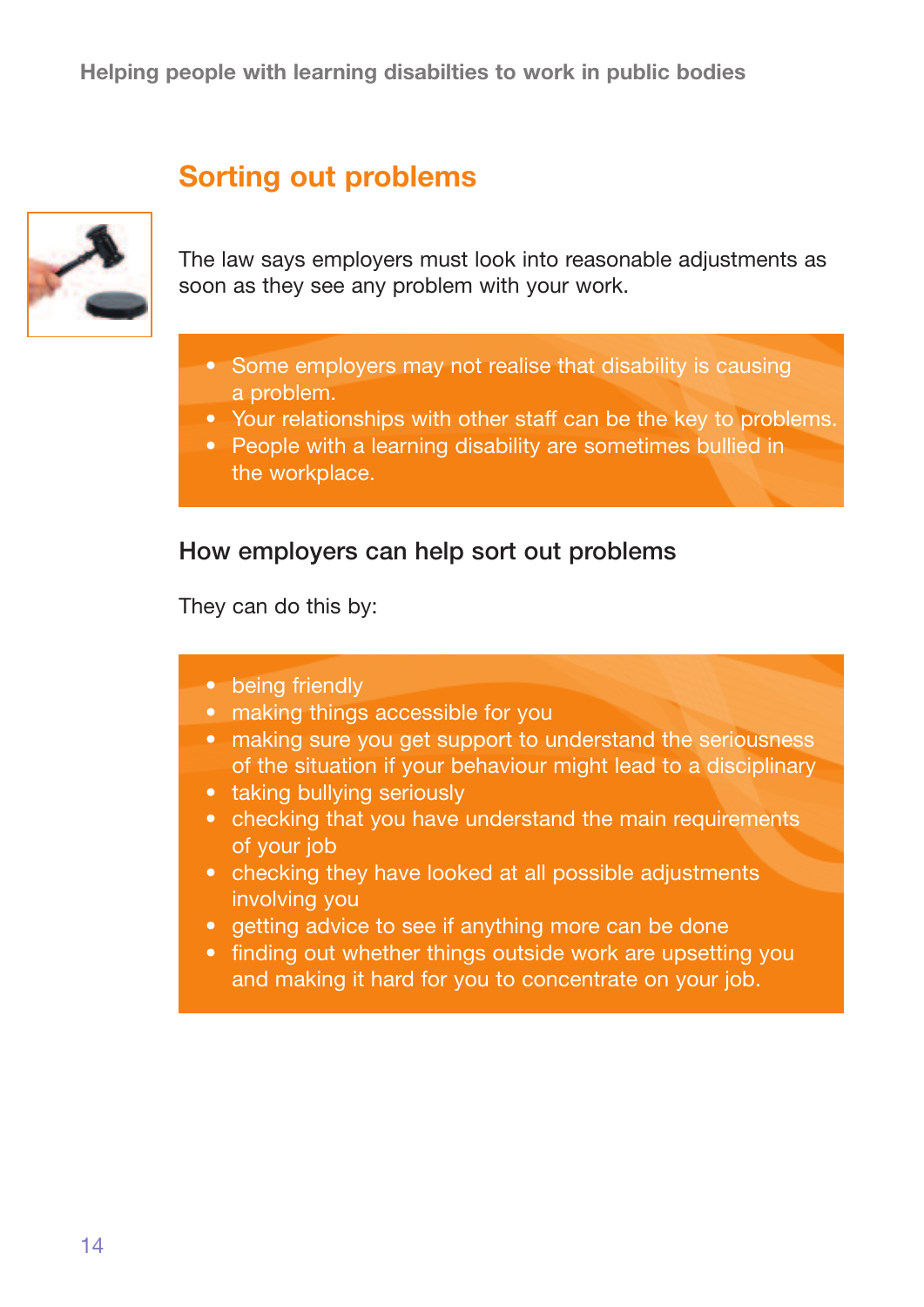## Sorting out problems

The law says employers must look into reasonable adjustments as soon as they see any problem with your work.

- Some employers may not realise that disability is causing a problem.
- Your relationships with other staff can be the key to problems.
- People with a learning disability are sometimes bullied in the workplace.

### How employers can help sort out problems

They can do this by:

- being friendly
- making things accessible for you
- making sure you get support to understand the seriousness of the situation if your behaviour might lead to a disciplinary
- taking bullying seriously
- checking that you have understand the main requirements of your job
- checking they have looked at all possible adjustments involving you
- getting advice to see if anything more can be done
- finding out whether things outside work are upsetting you and making it hard for you to concentrate on your job.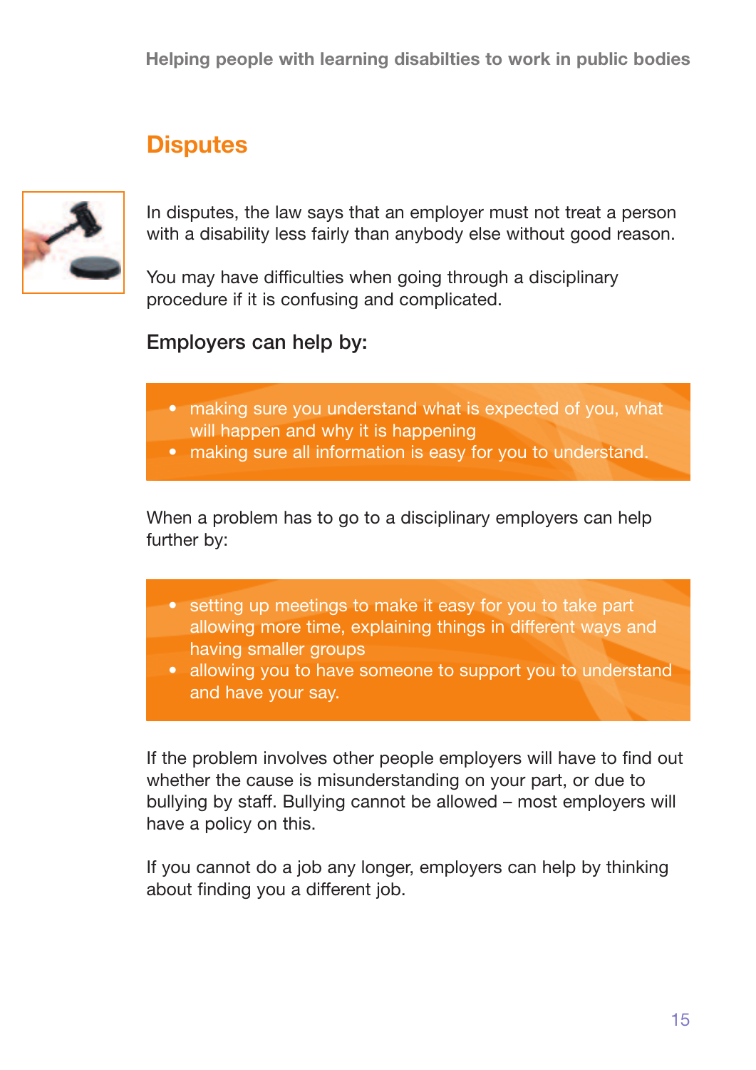## Disputes

In disputes, the law says that an employer must not treat a person with a disability less fairly than anybody else without good reason.

You may have difficulties when going through a disciplinary procedure if it is confusing and complicated.

### Employers can help by:

- making sure you understand what is expected of you, what will happen and why it is happening
- making sure all information is easy for you to understand.

When a problem has to go to a disciplinary employers can help further by:

- setting up meetings to make it easy for you to take part allowing more time, explaining things in different ways and having smaller groups
- allowing you to have someone to support you to understand and have your say.

If the problem involves other people employers will have to find out whether the cause is misunderstanding on your part, or due to bullying by staff. Bullying cannot be allowed – most employers will have a policy on this.

If you cannot do a job any longer, employers can help by thinking about finding you a different job.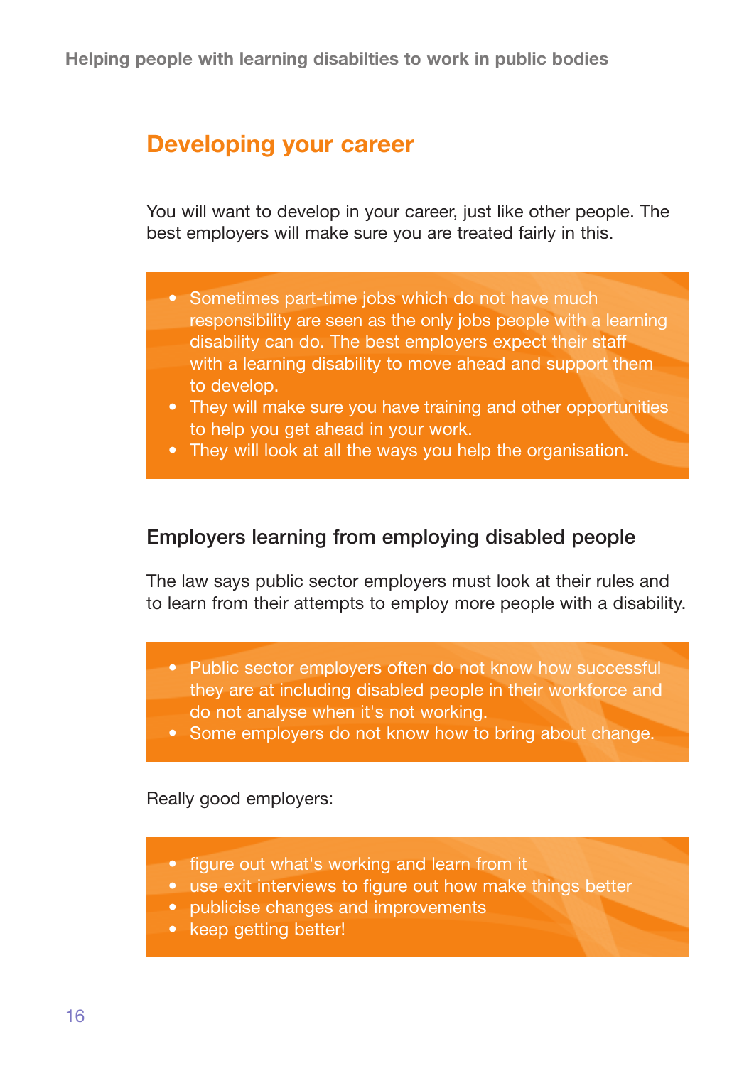## Developing your career

You will want to develop in your career, just like other people. The best employers will make sure you are treated fairly in this.

- Sometimes part-time jobs which do not have much responsibility are seen as the only jobs people with a learning disability can do. The best employers expect their staff with a learning disability to move ahead and support them to develop.
- They will make sure you have training and other opportunities to help you get ahead in your work.
- They will look at all the ways you help the organisation.

### Employers learning from employing disabled people

The law says public sector employers must look at their rules and to learn from their attempts to employ more people with a disability.

- Public sector employers often do not know how successful they are at including disabled people in their workforce and do not analyse when it's not working.
- Some employers do not know how to bring about change.

Really good employers:

- figure out what's working and learn from it
- use exit interviews to figure out how make things better
- publicise changes and improvements
- keep getting better!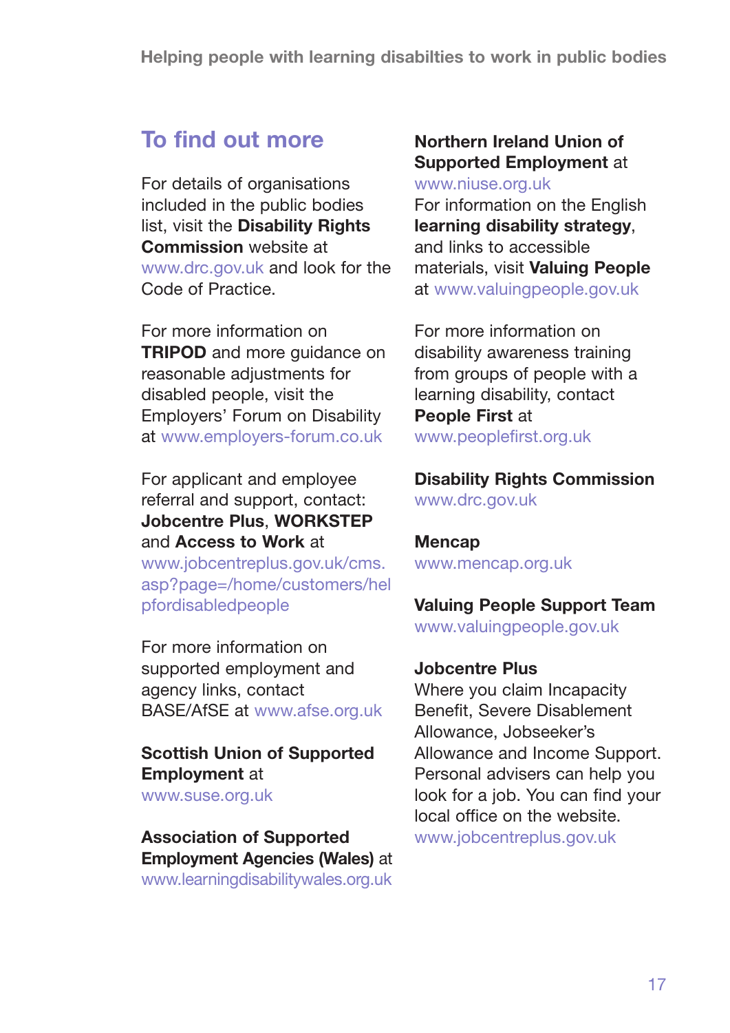## To find out more

For details of organisations included in the public bodies list, visit the **Disability Rights Commission** website at www.drc.gov.uk and look for the Code of Practice.

For more information on **TRIPOD** and more guidance on reasonable adjustments for disabled people, visit the Employers' Forum on Disability at www.employers-forum.co.uk

For applicant and employee referral and support, contact: **Jobcentre Plus**, **WORKSTEP** and **Access to Work** at www.jobcentreplus.gov.uk/cms.asp?page=/home/customers/helpfordisabledpeople

For more information on supported employment and agency links, contact BASE/AfSE at www.afse.org.uk

**Scottish Union of Supported Employment** at www.suse.org.uk

**Association of Supported Employment Agencies (Wales)** at www.learningdisabilitywales.org.uk

**Northern Ireland Union of Supported Employment** at www.niuse.org.uk

For information on the English **learning disability strategy**, and links to accessible materials, visit **Valuing People** at www.valuingpeople.gov.uk

For more information on disability awareness training from groups of people with a learning disability, contact **People First** at www.peoplefirst.org.uk

**Disability Rights Commission**
www.drc.gov.uk

**Mencap**
www.mencap.org.uk

**Valuing People Support Team**
www.valuingpeople.gov.uk

**Jobcentre Plus**
Where you claim Incapacity Benefit, Severe Disablement Allowance, Jobseeker's Allowance and Income Support. Personal advisers can help you look for a job. You can find your local office on the website.
www.jobcentreplus.gov.uk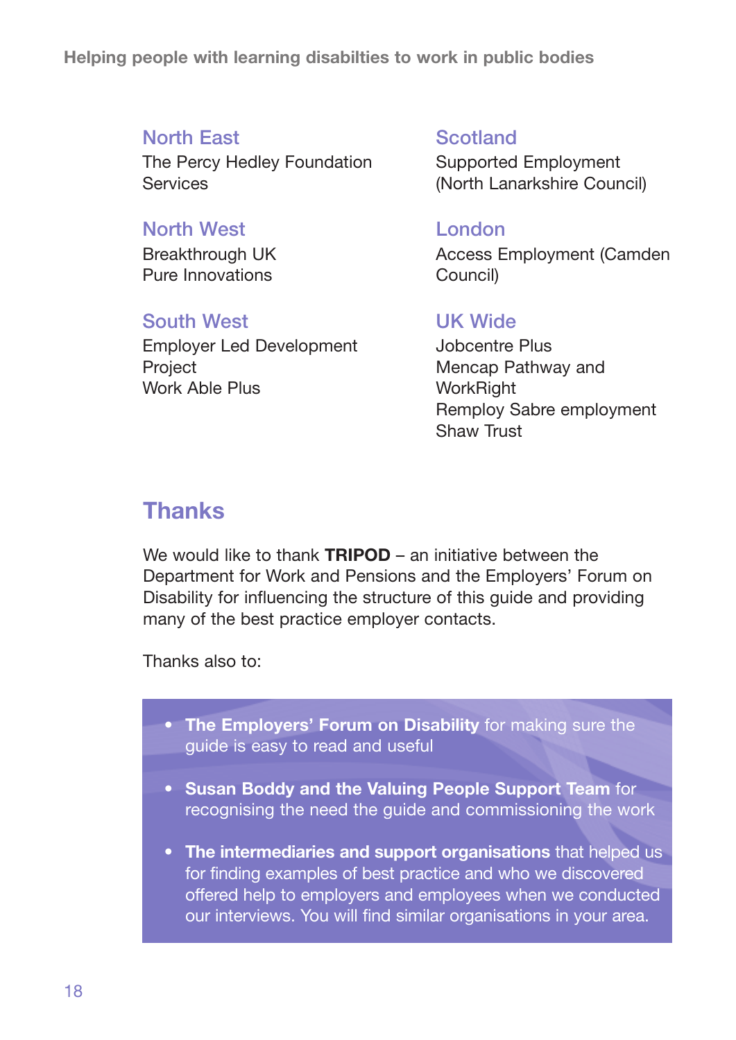### North East

The Percy Hedley Foundation Services

### North West

Breakthrough UK
Pure Innovations

### South West

Employer Led Development Project
Work Able Plus

### Scotland

Supported Employment (North Lanarkshire Council)

### London

Access Employment (Camden Council)

### UK Wide

Jobcentre Plus
Mencap Pathway and WorkRight
Remploy Sabre employment
Shaw Trust

## Thanks

We would like to thank **TRIPOD** – an initiative between the Department for Work and Pensions and the Employers' Forum on Disability for influencing the structure of this guide and providing many of the best practice employer contacts.

Thanks also to:

- **The Employers' Forum on Disability** for making sure the guide is easy to read and useful
- **Susan Boddy and the Valuing People Support Team** for recognising the need the guide and commissioning the work
- **The intermediaries and support organisations** that helped us for finding examples of best practice and who we discovered offered help to employers and employees when we conducted our interviews. You will find similar organisations in your area.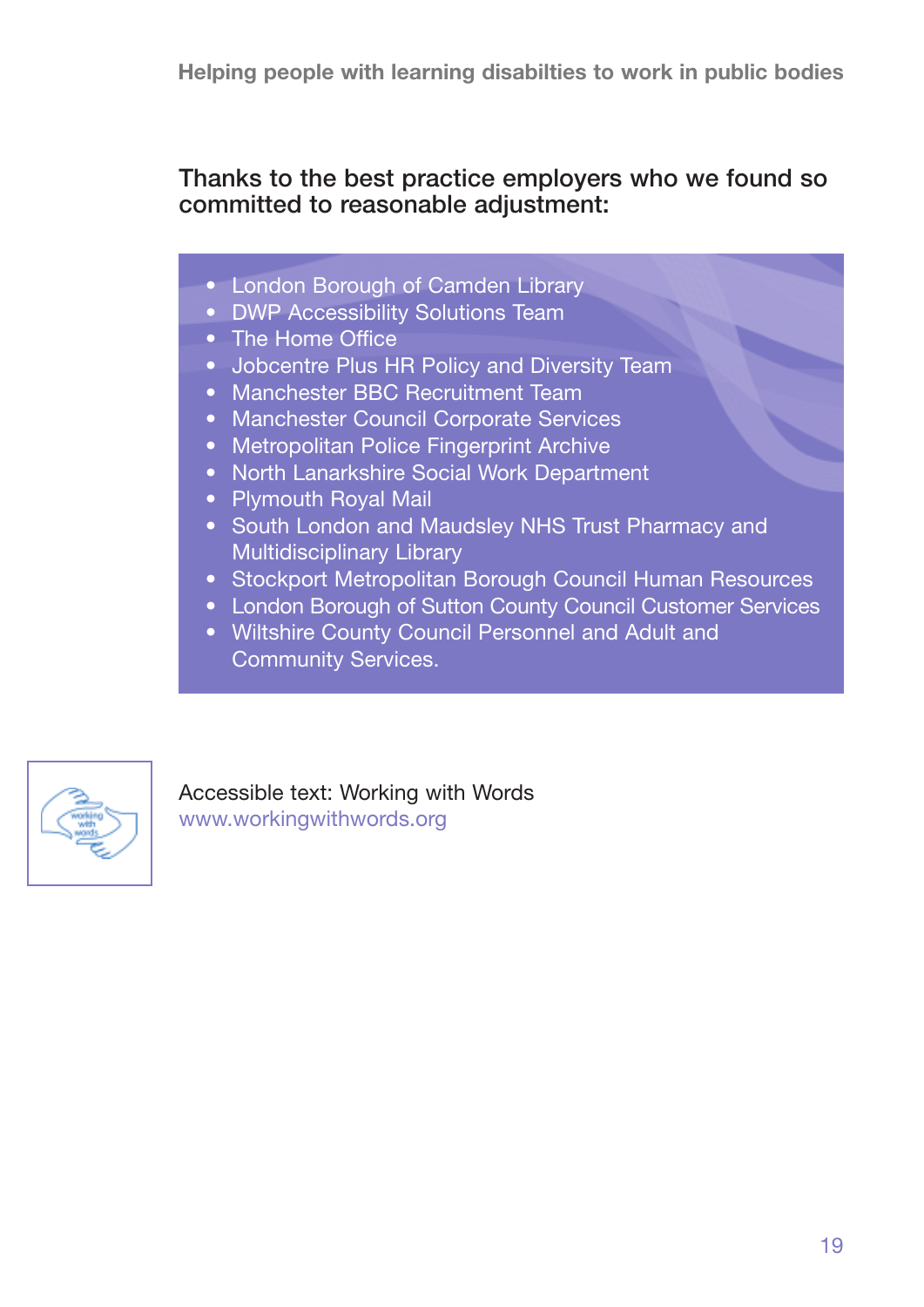**Thanks to the best practice employers who we found so committed to reasonable adjustment:**

- London Borough of Camden Library
- DWP Accessibility Solutions Team
- The Home Office
- Jobcentre Plus HR Policy and Diversity Team
- Manchester BBC Recruitment Team
- Manchester Council Corporate Services
- Metropolitan Police Fingerprint Archive
- North Lanarkshire Social Work Department
- Plymouth Royal Mail
- South London and Maudsley NHS Trust Pharmacy and Multidisciplinary Library
- Stockport Metropolitan Borough Council Human Resources
- London Borough of Sutton County Council Customer Services
- Wiltshire County Council Personnel and Adult and Community Services.

Accessible text: Working with Words
www.workingwithwords.org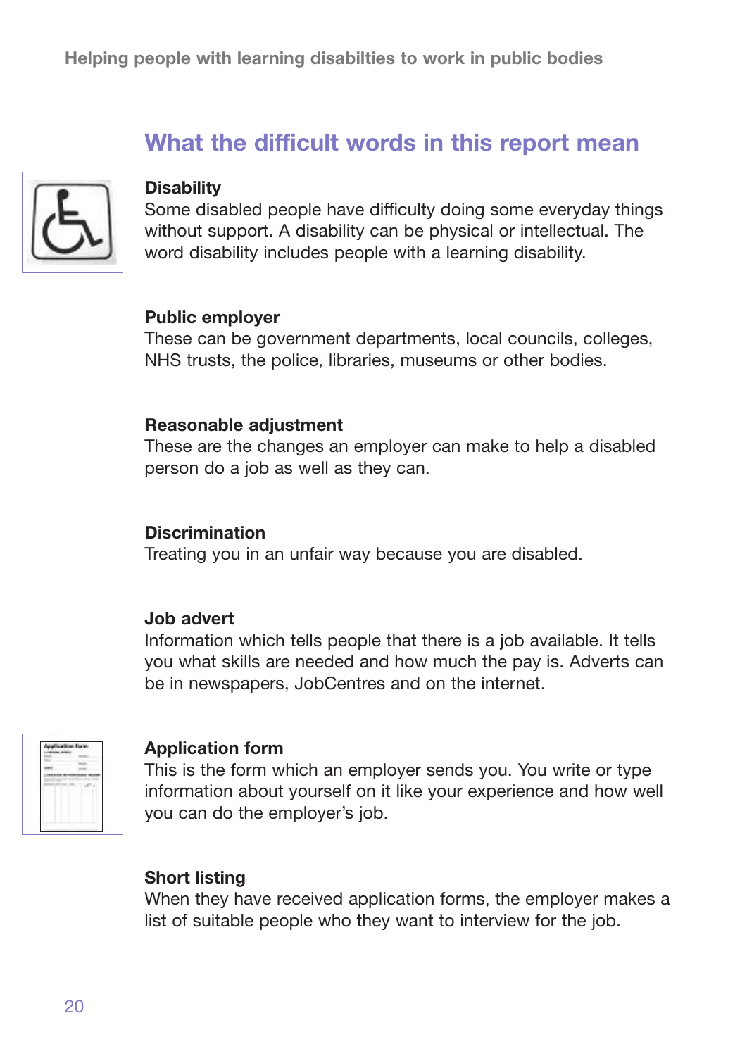## What the difficult words in this report mean

**Disability**
Some disabled people have difficulty doing some everyday things without support. A disability can be physical or intellectual. The word disability includes people with a learning disability.

**Public employer**
These can be government departments, local councils, colleges, NHS trusts, the police, libraries, museums or other bodies.

**Reasonable adjustment**
These are the changes an employer can make to help a disabled person do a job as well as they can.

**Discrimination**
Treating you in an unfair way because you are disabled.

**Job advert**
Information which tells people that there is a job available. It tells you what skills are needed and how much the pay is. Adverts can be in newspapers, JobCentres and on the internet.

**Application form**
This is the form which an employer sends you. You write or type information about yourself on it like your experience and how well you can do the employer's job.

**Short listing**
When they have received application forms, the employer makes a list of suitable people who they want to interview for the job.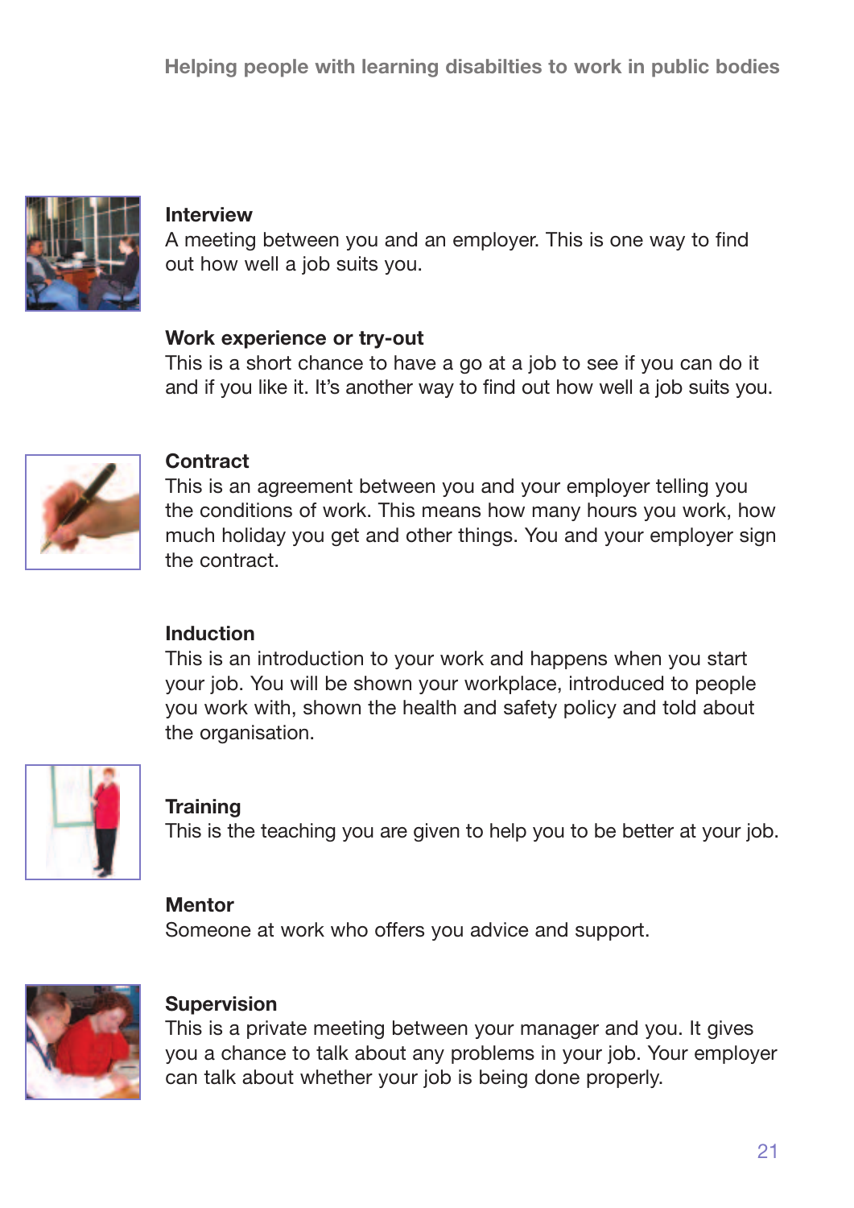**Interview**
A meeting between you and an employer. This is one way to find out how well a job suits you.

**Work experience or try-out**
This is a short chance to have a go at a job to see if you can do it and if you like it. It's another way to find out how well a job suits you.

**Contract**
This is an agreement between you and your employer telling you the conditions of work. This means how many hours you work, how much holiday you get and other things. You and your employer sign the contract.

**Induction**
This is an introduction to your work and happens when you start your job. You will be shown your workplace, introduced to people you work with, shown the health and safety policy and told about the organisation.

**Training**
This is the teaching you are given to help you to be better at your job.

**Mentor**
Someone at work who offers you advice and support.

**Supervision**
This is a private meeting between your manager and you. It gives you a chance to talk about any problems in your job. Your employer can talk about whether your job is being done properly.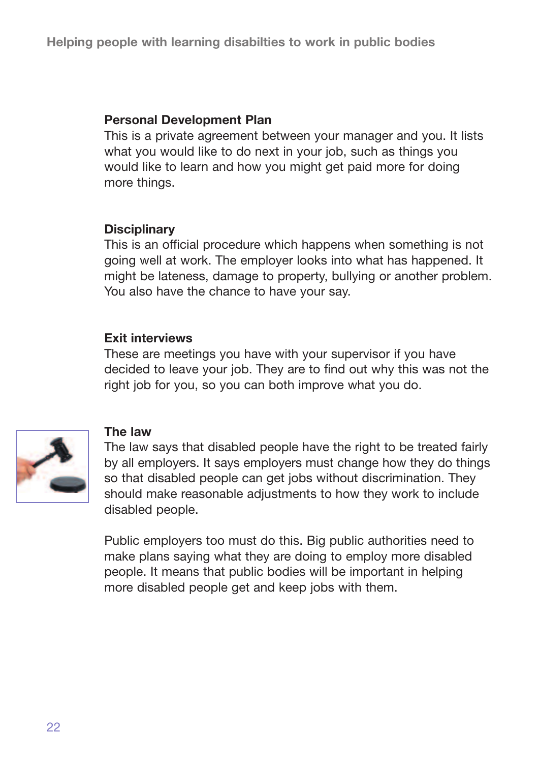**Personal Development Plan**
This is a private agreement between your manager and you. It lists what you would like to do next in your job, such as things you would like to learn and how you might get paid more for doing more things.

**Disciplinary**
This is an official procedure which happens when something is not going well at work. The employer looks into what has happened. It might be lateness, damage to property, bullying or another problem. You also have the chance to have your say.

**Exit interviews**
These are meetings you have with your supervisor if you have decided to leave your job. They are to find out why this was not the right job for you, so you can both improve what you do.

**The law**
The law says that disabled people have the right to be treated fairly by all employers. It says employers must change how they do things so that disabled people can get jobs without discrimination. They should make reasonable adjustments to how they work to include disabled people.

Public employers too must do this. Big public authorities need to make plans saying what they are doing to employ more disabled people. It means that public bodies will be important in helping more disabled people get and keep jobs with them.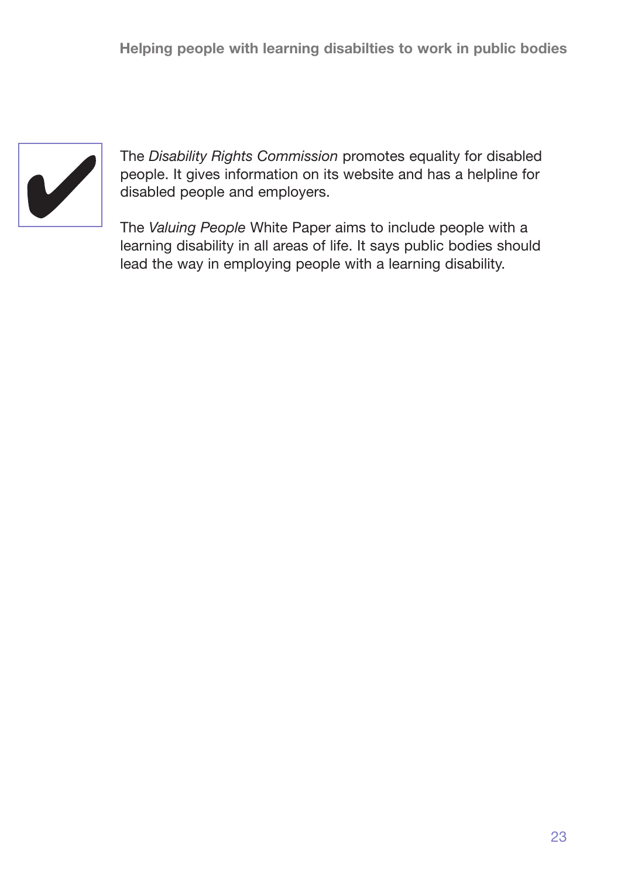The *Disability Rights Commission* promotes equality for disabled people. It gives information on its website and has a helpline for disabled people and employers.

The *Valuing People* White Paper aims to include people with a learning disability in all areas of life. It says public bodies should lead the way in employing people with a learning disability.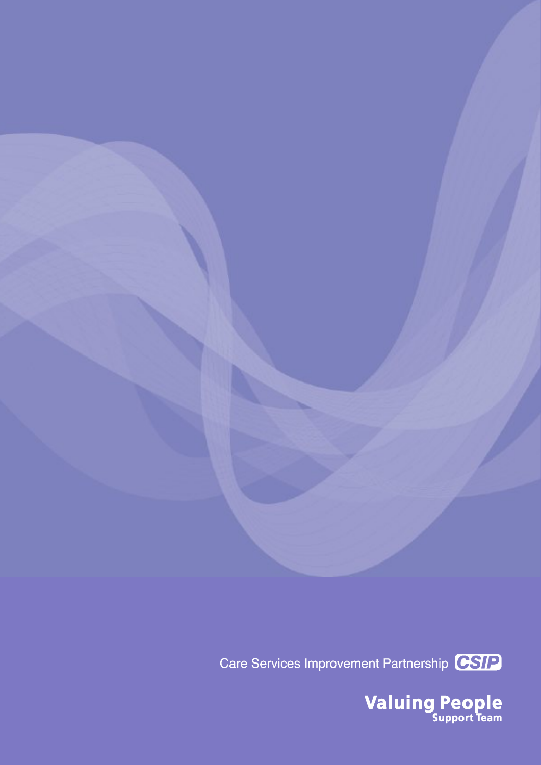Care Services Improvement Partnership CSIP

Valuing People
Support Team